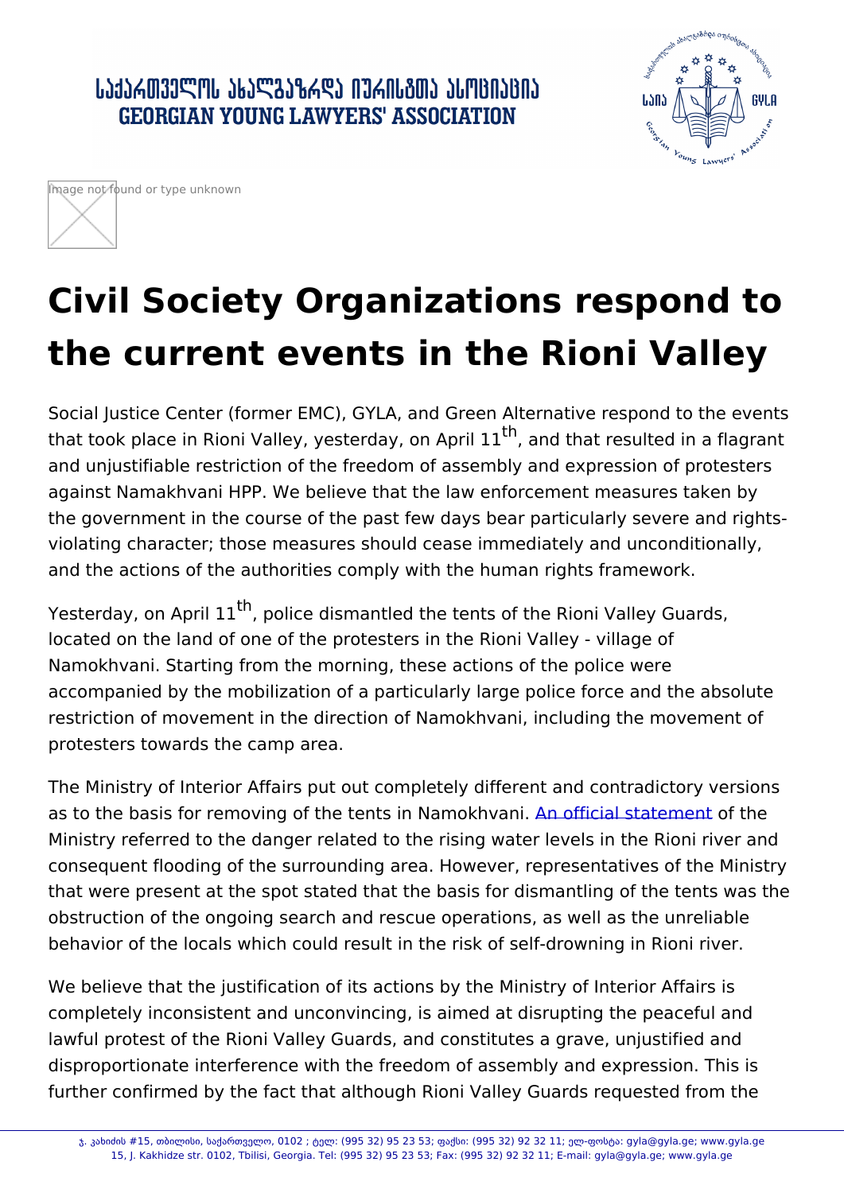# Civil Society Organizations respond to the current events in the Rioni Valley

Social Justice Center (former EMC), GYLA, and Green Alternative respond to the events that took place in Rioni Valley, yesterday, on April 11th, and that resulted in a flagrant and unjustifiable restriction of the freedom of assembly and expression of protesters against Namakhvani HPP. We believe that the law enforcement measures taken by the government in the course of the past few days bear particularly severe and rights-violating character; those measures should cease immediately and unconditionally, and the actions of the authorities comply with the human rights framework.

Yesterday, on April 11th, police dismantled the tents of the Rioni Valley Guards, located on the land of one of the protesters in the Rioni Valley - village of Namokhvani. Starting from the morning, these actions of the police were accompanied by the mobilization of a particularly large police force and the absolute restriction of movement in the direction of Namokhvani, including the movement of protesters towards the camp area.

The Ministry of Interior Affairs put out completely different and contradictory versions as to the basis for removing of the tents in Namokhvani. An official statement of the Ministry referred to the danger related to the rising water levels in the Rioni river and consequent flooding of the surrounding area. However, representatives of the Ministry that were present at the spot stated that the basis for dismantling of the tents was the obstruction of the ongoing search and rescue operations, as well as the unreliable behavior of the locals which could result in the risk of self-drowning in Rioni river.

We believe that the justification of its actions by the Ministry of Interior Affairs is completely inconsistent and unconvincing, is aimed at disrupting the peaceful and lawful protest of the Rioni Valley Guards, and constitutes a grave, unjustified and disproportionate interference with the freedom of assembly and expression. This is further confirmed by the fact that although Rioni Valley Guards requested from the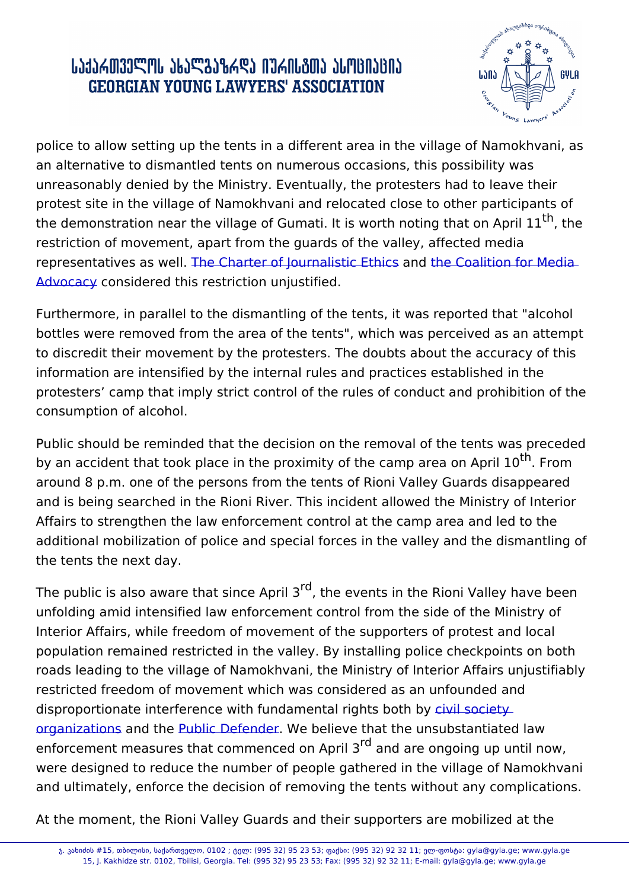police to allow setting up the tents in a different area in the village of Namokhvani, as an alternative to dismantled tents on numerous occasions, this possibility was unreasonably denied by the Ministry. Eventually, the protesters had to leave their protest site in the village of Namokhvani and relocated close to other participants of the demonstration near the village of Gumati. It is worth noting that on April 11th, the restriction of movement, apart from the guards of the valley, affected media representatives as well. The Charter of Journalistic Ethics and the Coalition for Media Advocacy considered this restriction unjustified.

Furthermore, in parallel to the dismantling of the tents, it was reported that "alcohol bottles were removed from the area of the tents", which was perceived as an attempt to discredit their movement by the protesters. The doubts about the accuracy of this information are intensified by the internal rules and practices established in the protesters' camp that imply strict control of the rules of conduct and prohibition of the consumption of alcohol.

Public should be reminded that the decision on the removal of the tents was preceded by an accident that took place in the proximity of the camp area on April 10th. From around 8 p.m. one of the persons from the tents of Rioni Valley Guards disappeared and is being searched in the Rioni River. This incident allowed the Ministry of Interior Affairs to strengthen the law enforcement control at the camp area and led to the additional mobilization of police and special forces in the valley and the dismantling of the tents the next day.

The public is also aware that since April 3rd, the events in the Rioni Valley have been unfolding amid intensified law enforcement control from the side of the Ministry of Interior Affairs, while freedom of movement of the supporters of protest and local population remained restricted in the valley. By installing police checkpoints on both roads leading to the village of Namokhvani, the Ministry of Interior Affairs unjustifiably restricted freedom of movement which was considered as an unfounded and disproportionate interference with fundamental rights both by civil society organizations and the Public Defender. We believe that the unsubstantiated law enforcement measures that commenced on April 3rd and are ongoing up until now, were designed to reduce the number of people gathered in the village of Namokhvani and ultimately, enforce the decision of removing the tents without any complications.

At the moment, the Rioni Valley Guards and their supporters are mobilized at the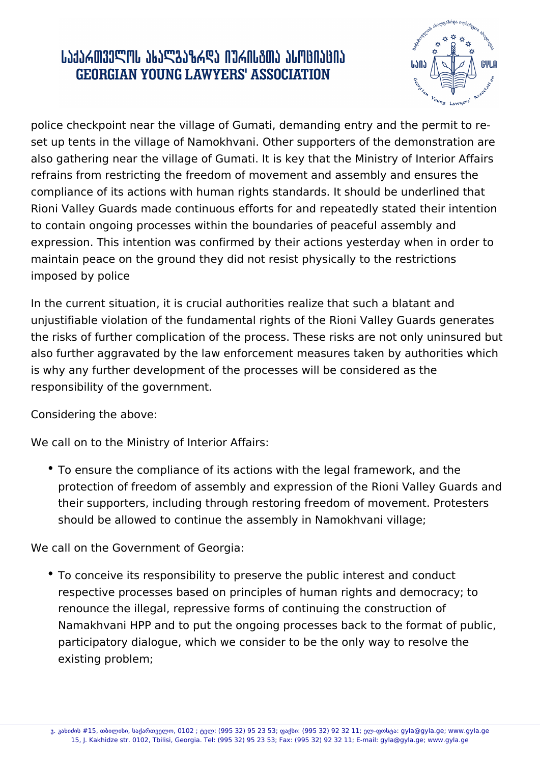police checkpoint near the village of Gumati, demanding entry and the permit to re-set up tents in the village of Namokhvani. Other supporters of the demonstration are also gathering near the village of Gumati. It is key that the Ministry of Interior Affairs refrains from restricting the freedom of movement and assembly and ensures the compliance of its actions with human rights standards. It should be underlined that Rioni Valley Guards made continuous efforts for and repeatedly stated their intention to contain ongoing processes within the boundaries of peaceful assembly and expression. This intention was confirmed by their actions yesterday when in order to maintain peace on the ground they did not resist physically to the restrictions imposed by police

In the current situation, it is crucial authorities realize that such a blatant and unjustifiable violation of the fundamental rights of the Rioni Valley Guards generates the risks of further complication of the process. These risks are not only uninsured but also further aggravated by the law enforcement measures taken by authorities which is why any further development of the processes will be considered as the responsibility of the government.

Considering the above:

We call on to the Ministry of Interior Affairs:

- To ensure the compliance of its actions with the legal framework, and the protection of freedom of assembly and expression of the Rioni Valley Guards and their supporters, including through restoring freedom of movement. Protesters should be allowed to continue the assembly in Namokhvani village;

We call on the Government of Georgia:

- To conceive its responsibility to preserve the public interest and conduct respective processes based on principles of human rights and democracy; to renounce the illegal, repressive forms of continuing the construction of Namakhvani HPP and to put the ongoing processes back to the format of public, participatory dialogue, which we consider to be the only way to resolve the existing problem;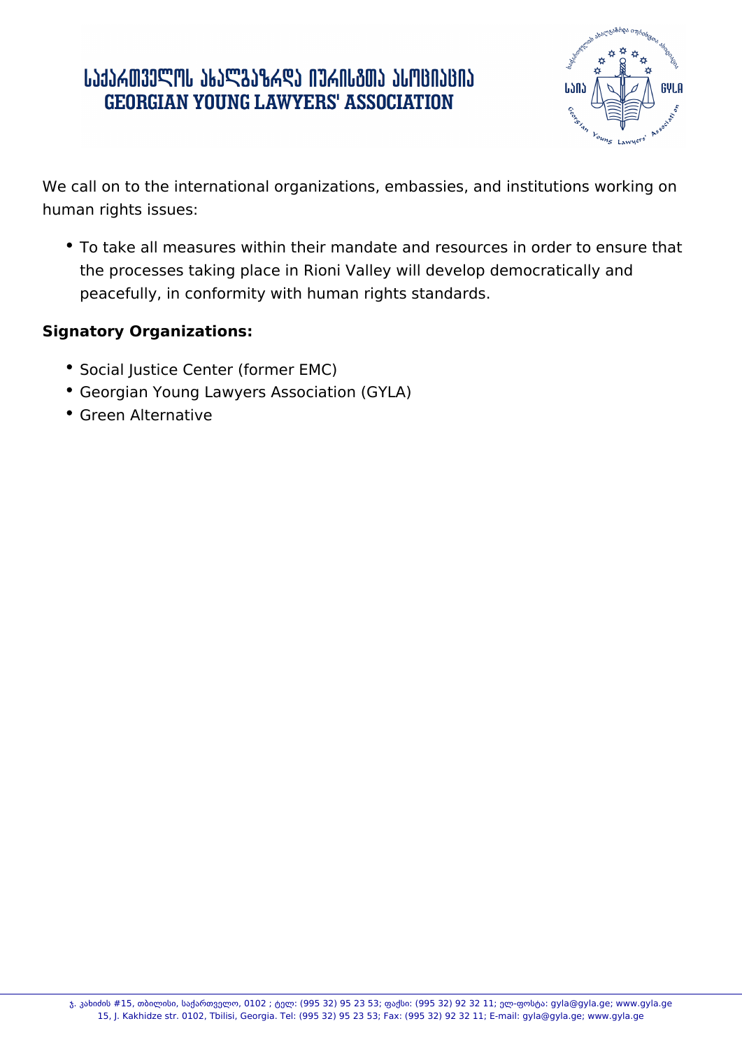We call on to the international organizations, embassies, and institutions working on human rights issues:

- To take all measures within their mandate and resources in order to ensure that the processes taking place in Rioni Valley will develop democratically and peacefully, in conformity with human rights standards.

**Signatory Organizations:**

- Social Justice Center (former EMC)
- Georgian Young Lawyers Association (GYLA)
- Green Alternative